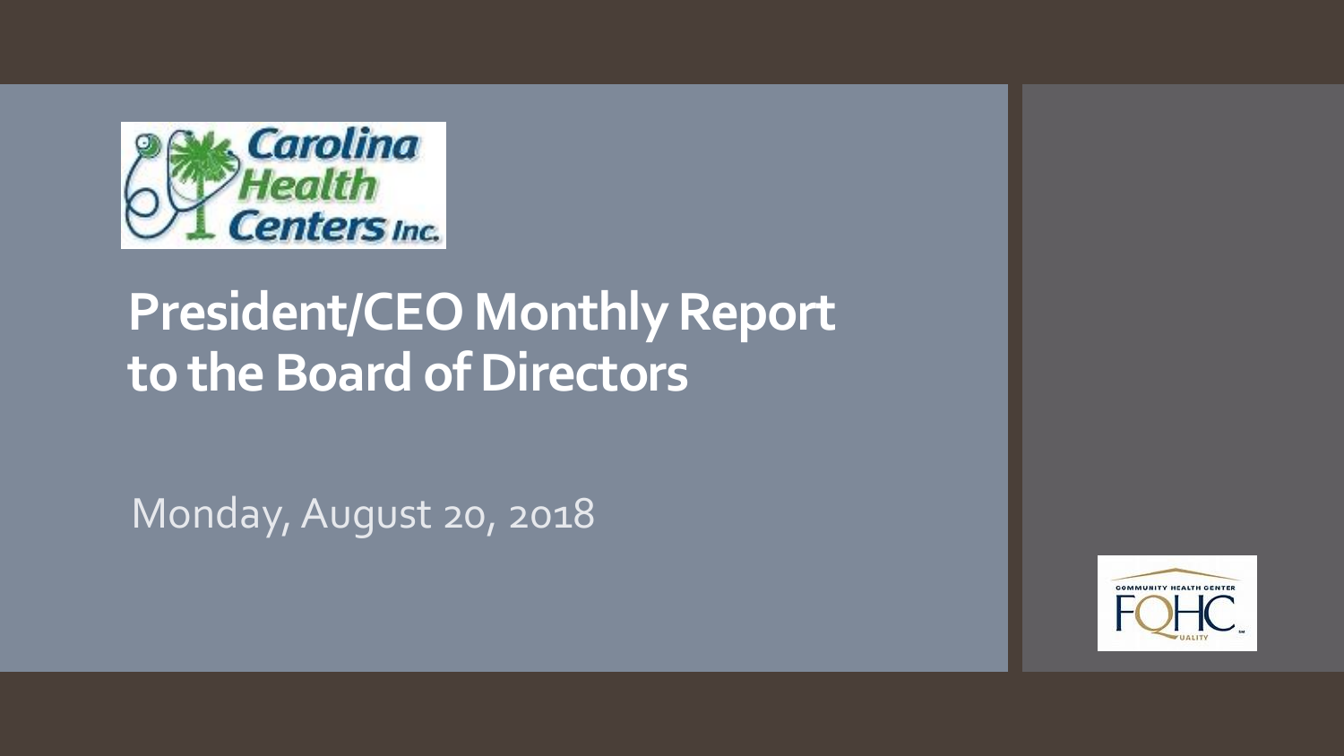# President/CEO Monthly Report to the Board of Directors

Monday, August 20, 2018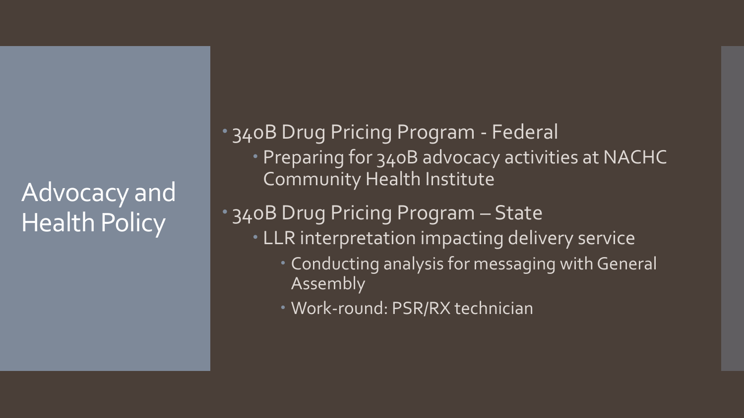# Advocacy and Health Policy

- 340B Drug Pricing Program - Federal
  - Preparing for 340B advocacy activities at NACHC Community Health Institute
- 340B Drug Pricing Program – State
  - LLR interpretation impacting delivery service
    - Conducting analysis for messaging with General Assembly
    - Work-round: PSR/RX technician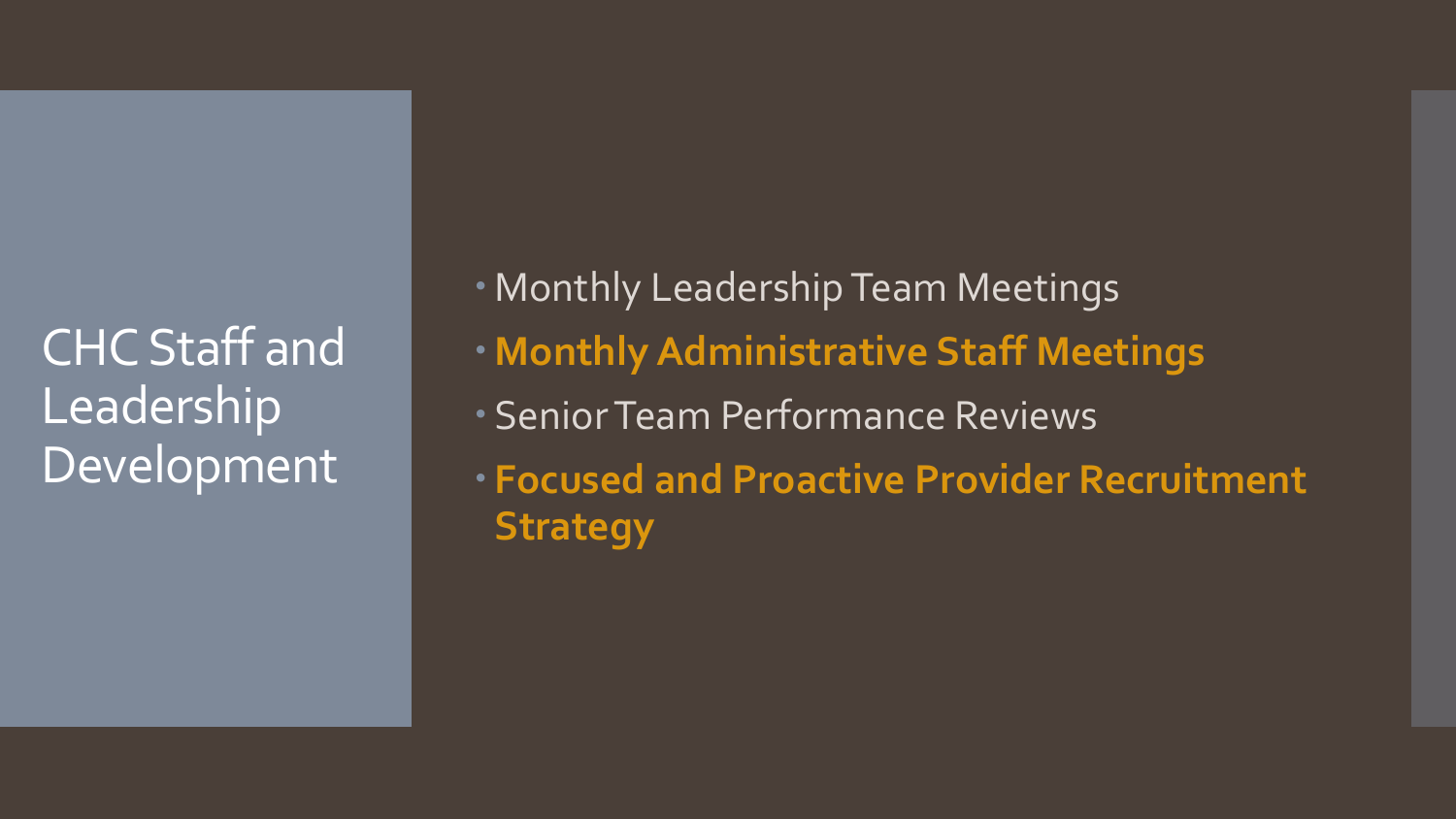# CHC Staff and Leadership Development

- Monthly Leadership Team Meetings
- **Monthly Administrative Staff Meetings**
- Senior Team Performance Reviews
- **Focused and Proactive Provider Recruitment Strategy**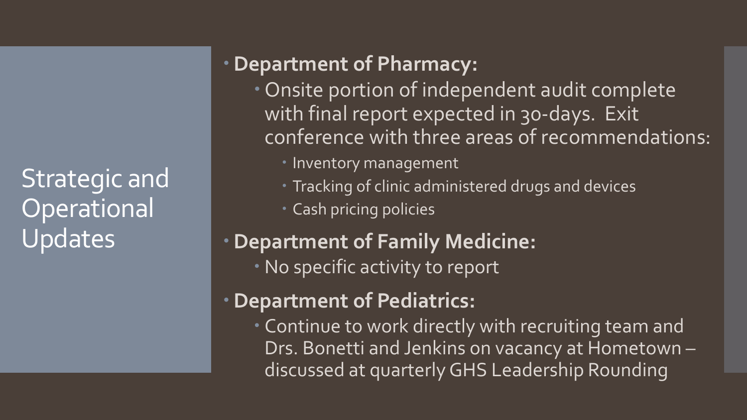# Strategic and Operational Updates

- **Department of Pharmacy:**
  - Onsite portion of independent audit complete with final report expected in 30-days. Exit conference with three areas of recommendations:
    - Inventory management
    - Tracking of clinic administered drugs and devices
    - Cash pricing policies
- **Department of Family Medicine:**
  - No specific activity to report
- **Department of Pediatrics:**
  - Continue to work directly with recruiting team and Drs. Bonetti and Jenkins on vacancy at Hometown – discussed at quarterly GHS Leadership Rounding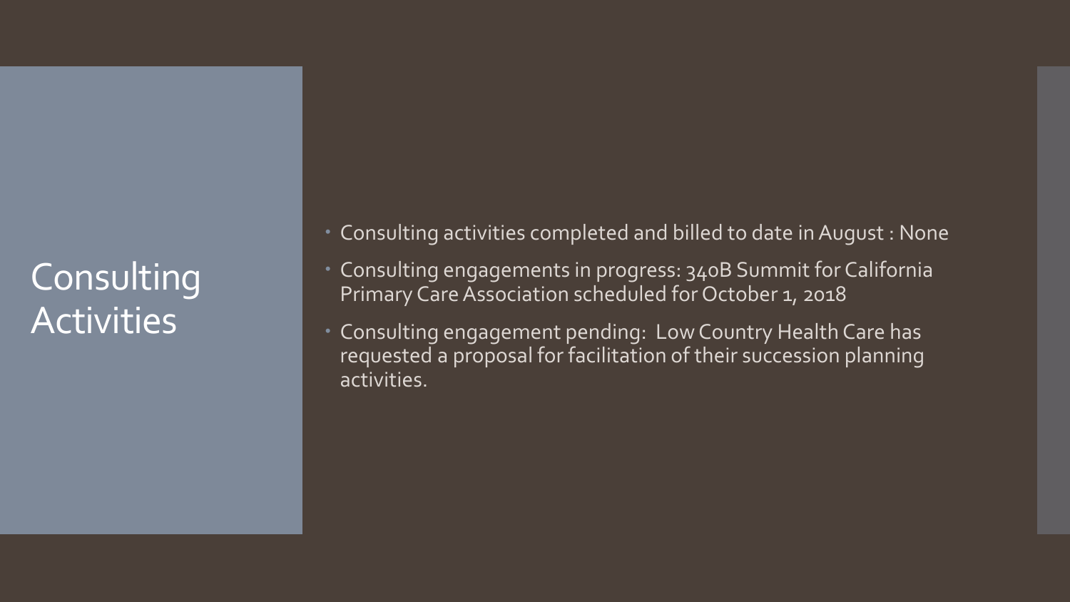# Consulting Activities

- Consulting activities completed and billed to date in August : None
- Consulting engagements in progress: 340B Summit for California Primary Care Association scheduled for October 1, 2018
- Consulting engagement pending:  Low Country Health Care has requested a proposal for facilitation of their succession planning activities.